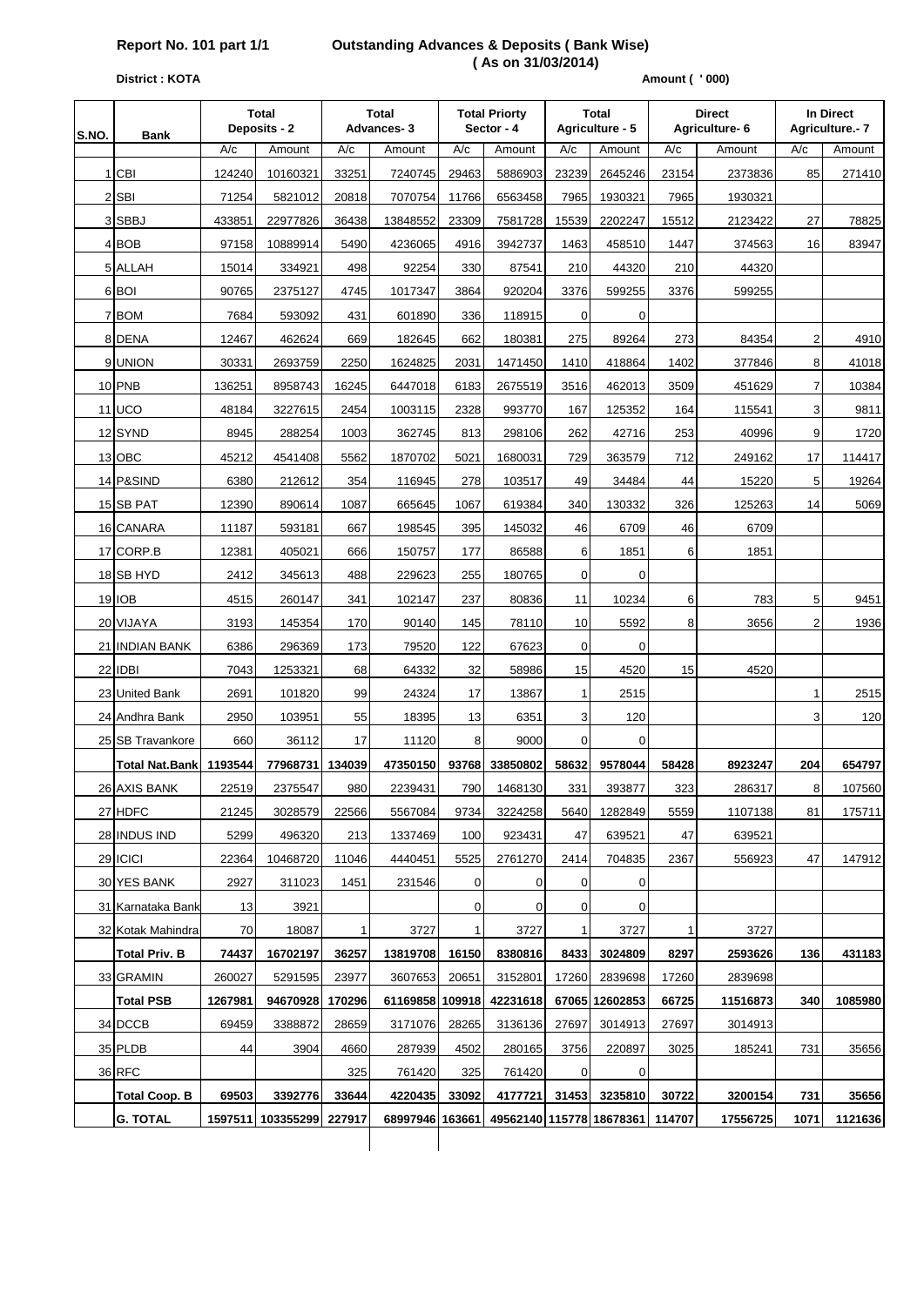**Report No. 101 part 1/1** **Outstanding Advances & Deposits ( Bank Wise)**

**( As on 31/03/2014)**

**District : KOTA** **Amount ( ' 000)**

| S.NO. | Bank | Total Deposits - 2 | | Total Advances- 3 | | Total Priorty Sector - 4 | | Total Agriculture - 5 | | Direct Agriculture- 6 | | In Direct Agriculture.- 7 | |
|---|---|---|---|---|---|---|---|---|---|---|---|---|---|
| | | A/c | Amount | A/c | Amount | A/c | Amount | A/c | Amount | A/c | Amount | A/c | Amount |
| 1 | CBI | 124240 | 10160321 | 33251 | 7240745 | 29463 | 5886903 | 23239 | 2645246 | 23154 | 2373836 | 85 | 271410 |
| 2 | SBI | 71254 | 5821012 | 20818 | 7070754 | 11766 | 6563458 | 7965 | 1930321 | 7965 | 1930321 | | |
| 3 | SBBJ | 433851 | 22977826 | 36438 | 13848552 | 23309 | 7581728 | 15539 | 2202247 | 15512 | 2123422 | 27 | 78825 |
| 4 | BOB | 97158 | 10889914 | 5490 | 4236065 | 4916 | 3942737 | 1463 | 458510 | 1447 | 374563 | 16 | 83947 |
| 5 | ALLAH | 15014 | 334921 | 498 | 92254 | 330 | 87541 | 210 | 44320 | 210 | 44320 | | |
| 6 | BOI | 90765 | 2375127 | 4745 | 1017347 | 3864 | 920204 | 3376 | 599255 | 3376 | 599255 | | |
| 7 | BOM | 7684 | 593092 | 431 | 601890 | 336 | 118915 | 0 | 0 | | | | |
| 8 | DENA | 12467 | 462624 | 669 | 182645 | 662 | 180381 | 275 | 89264 | 273 | 84354 | 2 | 4910 |
| 9 | UNION | 30331 | 2693759 | 2250 | 1624825 | 2031 | 1471450 | 1410 | 418864 | 1402 | 377846 | 8 | 41018 |
| 10 | PNB | 136251 | 8958743 | 16245 | 6447018 | 6183 | 2675519 | 3516 | 462013 | 3509 | 451629 | 7 | 10384 |
| 11 | UCO | 48184 | 3227615 | 2454 | 1003115 | 2328 | 993770 | 167 | 125352 | 164 | 115541 | 3 | 9811 |
| 12 | SYND | 8945 | 288254 | 1003 | 362745 | 813 | 298106 | 262 | 42716 | 253 | 40996 | 9 | 1720 |
| 13 | OBC | 45212 | 4541408 | 5562 | 1870702 | 5021 | 1680031 | 729 | 363579 | 712 | 249162 | 17 | 114417 |
| 14 | P&SIND | 6380 | 212612 | 354 | 116945 | 278 | 103517 | 49 | 34484 | 44 | 15220 | 5 | 19264 |
| 15 | SB PAT | 12390 | 890614 | 1087 | 665645 | 1067 | 619384 | 340 | 130332 | 326 | 125263 | 14 | 5069 |
| 16 | CANARA | 11187 | 593181 | 667 | 198545 | 395 | 145032 | 46 | 6709 | 46 | 6709 | | |
| 17 | CORP.B | 12381 | 405021 | 666 | 150757 | 177 | 86588 | 6 | 1851 | 6 | 1851 | | |
| 18 | SB HYD | 2412 | 345613 | 488 | 229623 | 255 | 180765 | 0 | 0 | | | | |
| 19 | IOB | 4515 | 260147 | 341 | 102147 | 237 | 80836 | 11 | 10234 | 6 | 783 | 5 | 9451 |
| 20 | VIJAYA | 3193 | 145354 | 170 | 90140 | 145 | 78110 | 10 | 5592 | 8 | 3656 | 2 | 1936 |
| 21 | INDIAN BANK | 6386 | 296369 | 173 | 79520 | 122 | 67623 | 0 | 0 | | | | |
| 22 | IDBI | 7043 | 1253321 | 68 | 64332 | 32 | 58986 | 15 | 4520 | 15 | 4520 | | |
| 23 | United Bank | 2691 | 101820 | 99 | 24324 | 17 | 13867 | 1 | 2515 | | | 1 | 2515 |
| 24 | Andhra Bank | 2950 | 103951 | 55 | 18395 | 13 | 6351 | 3 | 120 | | | 3 | 120 |
| 25 | SB Travankore | 660 | 36112 | 17 | 11120 | 8 | 9000 | 0 | 0 | | | | |
| | **Total Nat.Bank** | **1193544** | **77968731** | **134039** | **47350150** | **93768** | **33850802** | **58632** | **9578044** | **58428** | **8923247** | **204** | **654797** |
| 26 | AXIS BANK | 22519 | 2375547 | 980 | 2239431 | 790 | 1468130 | 331 | 393877 | 323 | 286317 | 8 | 107560 |
| 27 | HDFC | 21245 | 3028579 | 22566 | 5567084 | 9734 | 3224258 | 5640 | 1282849 | 5559 | 1107138 | 81 | 175711 |
| 28 | INDUS IND | 5299 | 496320 | 213 | 1337469 | 100 | 923431 | 47 | 639521 | 47 | 639521 | | |
| 29 | ICICI | 22364 | 10468720 | 11046 | 4440451 | 5525 | 2761270 | 2414 | 704835 | 2367 | 556923 | 47 | 147912 |
| 30 | YES BANK | 2927 | 311023 | 1451 | 231546 | 0 | 0 | 0 | 0 | | | | |
| 31 | Karnataka Bank | 13 | 3921 | | | 0 | 0 | 0 | 0 | | | | |
| 32 | Kotak Mahindra | 70 | 18087 | 1 | 3727 | 1 | 3727 | 1 | 3727 | 1 | 3727 | | |
| | **Total Priv. B** | **74437** | **16702197** | **36257** | **13819708** | **16150** | **8380816** | **8433** | **3024809** | **8297** | **2593626** | **136** | **431183** |
| 33 | GRAMIN | 260027 | 5291595 | 23977 | 3607653 | 20651 | 3152801 | 17260 | 2839698 | 17260 | 2839698 | | |
| | **Total PSB** | **1267981** | **94670928** | **170296** | **61169858** | **109918** | **42231618** | **67065** | **12602853** | **66725** | **11516873** | **340** | **1085980** |
| 34 | DCCB | 69459 | 3388872 | 28659 | 3171076 | 28265 | 3136136 | 27697 | 3014913 | 27697 | 3014913 | | |
| 35 | PLDB | 44 | 3904 | 4660 | 287939 | 4502 | 280165 | 3756 | 220897 | 3025 | 185241 | 731 | 35656 |
| 36 | RFC | | | 325 | 761420 | 325 | 761420 | 0 | 0 | | | | |
| | **Total Coop. B** | **69503** | **3392776** | **33644** | **4220435** | **33092** | **4177721** | **31453** | **3235810** | **30722** | **3200154** | **731** | **35656** |
| | **G. TOTAL** | **1597511** | **103355299** | **227917** | **68997946** | **163661** | **49562140** | **115778** | **18678361** | **114707** | **17556725** | **1071** | **1121636** |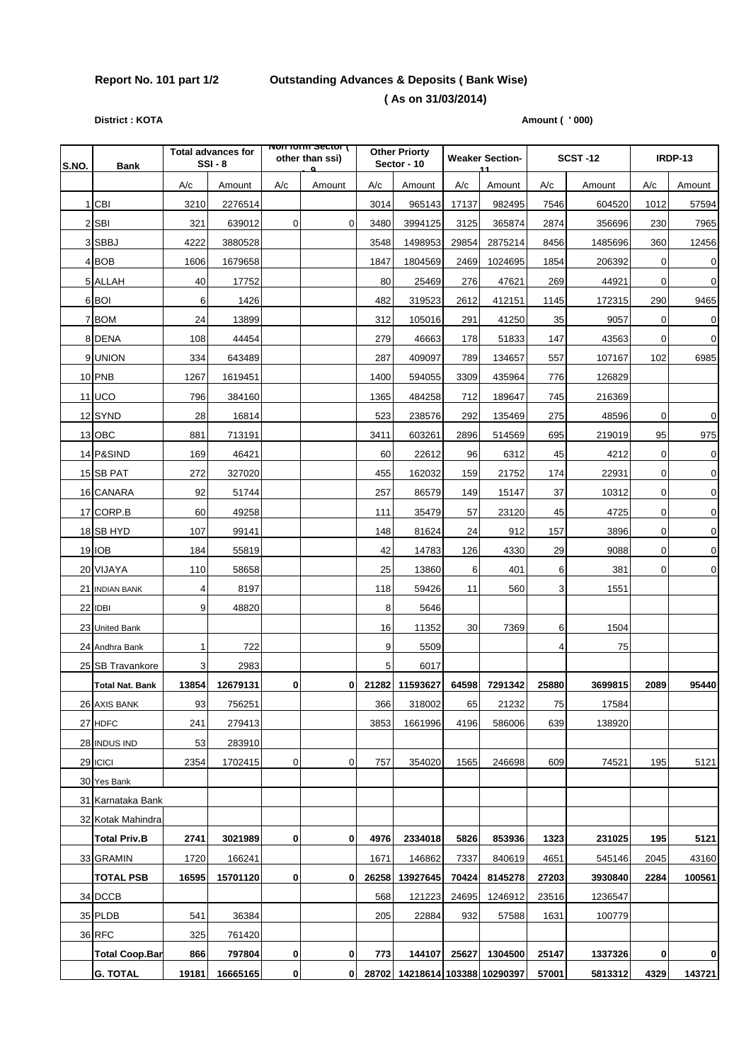**Report No. 101 part 1/2** **Outstanding Advances & Deposits ( Bank Wise)**

**( As on 31/03/2014)**

**District : KOTA** **Amount ( ' 000)**

| S.NO. | Bank | Total advances for SSI - 8 | | Non form Sector ( other than ssi) - 9 | | Other Priorty Sector - 10 | | Weaker Section-11 | | SCST -12 | | IRDP-13 | |
|---|---|---|---|---|---|---|---|---|---|---|---|---|---|
| | | A/c | Amount | A/c | Amount | A/c | Amount | A/c | Amount | A/c | Amount | A/c | Amount |
| 1 | CBI | 3210 | 2276514 | | | 3014 | 965143 | 17137 | 982495 | 7546 | 604520 | 1012 | 57594 |
| 2 | SBI | 321 | 639012 | 0 | 0 | 3480 | 3994125 | 3125 | 365874 | 2874 | 356696 | 230 | 7965 |
| 3 | SBBJ | 4222 | 3880528 | | | 3548 | 1498953 | 29854 | 2875214 | 8456 | 1485696 | 360 | 12456 |
| 4 | BOB | 1606 | 1679658 | | | 1847 | 1804569 | 2469 | 1024695 | 1854 | 206392 | 0 | 0 |
| 5 | ALLAH | 40 | 17752 | | | 80 | 25469 | 276 | 47621 | 269 | 44921 | 0 | 0 |
| 6 | BOI | 6 | 1426 | | | 482 | 319523 | 2612 | 412151 | 1145 | 172315 | 290 | 9465 |
| 7 | BOM | 24 | 13899 | | | 312 | 105016 | 291 | 41250 | 35 | 9057 | 0 | 0 |
| 8 | DENA | 108 | 44454 | | | 279 | 46663 | 178 | 51833 | 147 | 43563 | 0 | 0 |
| 9 | UNION | 334 | 643489 | | | 287 | 409097 | 789 | 134657 | 557 | 107167 | 102 | 6985 |
| 10 | PNB | 1267 | 1619451 | | | 1400 | 594055 | 3309 | 435964 | 776 | 126829 | | |
| 11 | UCO | 796 | 384160 | | | 1365 | 484258 | 712 | 189647 | 745 | 216369 | | |
| 12 | SYND | 28 | 16814 | | | 523 | 238576 | 292 | 135469 | 275 | 48596 | 0 | 0 |
| 13 | OBC | 881 | 713191 | | | 3411 | 603261 | 2896 | 514569 | 695 | 219019 | 95 | 975 |
| 14 | P&SIND | 169 | 46421 | | | 60 | 22612 | 96 | 6312 | 45 | 4212 | 0 | 0 |
| 15 | SB PAT | 272 | 327020 | | | 455 | 162032 | 159 | 21752 | 174 | 22931 | 0 | 0 |
| 16 | CANARA | 92 | 51744 | | | 257 | 86579 | 149 | 15147 | 37 | 10312 | 0 | 0 |
| 17 | CORP.B | 60 | 49258 | | | 111 | 35479 | 57 | 23120 | 45 | 4725 | 0 | 0 |
| 18 | SB HYD | 107 | 99141 | | | 148 | 81624 | 24 | 912 | 157 | 3896 | 0 | 0 |
| 19 | IOB | 184 | 55819 | | | 42 | 14783 | 126 | 4330 | 29 | 9088 | 0 | 0 |
| 20 | VIJAYA | 110 | 58658 | | | 25 | 13860 | 6 | 401 | 6 | 381 | 0 | 0 |
| 21 | INDIAN BANK | 4 | 8197 | | | 118 | 59426 | 11 | 560 | 3 | 1551 | | |
| 22 | IDBI | 9 | 48820 | | | 8 | 5646 | | | | | | |
| 23 | United Bank | | | | | 16 | 11352 | 30 | 7369 | 6 | 1504 | | |
| 24 | Andhra Bank | 1 | 722 | | | 9 | 5509 | | | 4 | 75 | | |
| 25 | SB Travankore | 3 | 2983 | | | 5 | 6017 | | | | | | |
| | **Total Nat. Bank** | **13854** | **12679131** | **0** | **0** | **21282** | **11593627** | **64598** | **7291342** | **25880** | **3699815** | **2089** | **95440** |
| 26 | AXIS BANK | 93 | 756251 | | | 366 | 318002 | 65 | 21232 | 75 | 17584 | | |
| 27 | HDFC | 241 | 279413 | | | 3853 | 1661996 | 4196 | 586006 | 639 | 138920 | | |
| 28 | INDUS IND | 53 | 283910 | | | | | | | | | | |
| 29 | ICICI | 2354 | 1702415 | 0 | 0 | 757 | 354020 | 1565 | 246698 | 609 | 74521 | 195 | 5121 |
| 30 | Yes Bank | | | | | | | | | | | | |
| 31 | Karnataka Bank | | | | | | | | | | | | |
| 32 | Kotak Mahindra | | | | | | | | | | | | |
| | **Total Priv.B** | **2741** | **3021989** | **0** | **0** | **4976** | **2334018** | **5826** | **853936** | **1323** | **231025** | **195** | **5121** |
| 33 | GRAMIN | 1720 | 166241 | | | 1671 | 146862 | 7337 | 840619 | 4651 | 545146 | 2045 | 43160 |
| | **TOTAL PSB** | **16595** | **15701120** | **0** | **0** | **26258** | **13927645** | **70424** | **8145278** | **27203** | **3930840** | **2284** | **100561** |
| 34 | DCCB | | | | | 568 | 121223 | 24695 | 1246912 | 23516 | 1236547 | | |
| 35 | PLDB | 541 | 36384 | | | 205 | 22884 | 932 | 57588 | 1631 | 100779 | | |
| 36 | RFC | 325 | 761420 | | | | | | | | | | |
| | **Total Coop.Bar** | **866** | **797804** | **0** | **0** | **773** | **144107** | **25627** | **1304500** | **25147** | **1337326** | **0** | **0** |
| | **G. TOTAL** | **19181** | **16665165** | **0** | **0** | **28702** | **14218614** | **103388** | **10290397** | **57001** | **5813312** | **4329** | **143721** |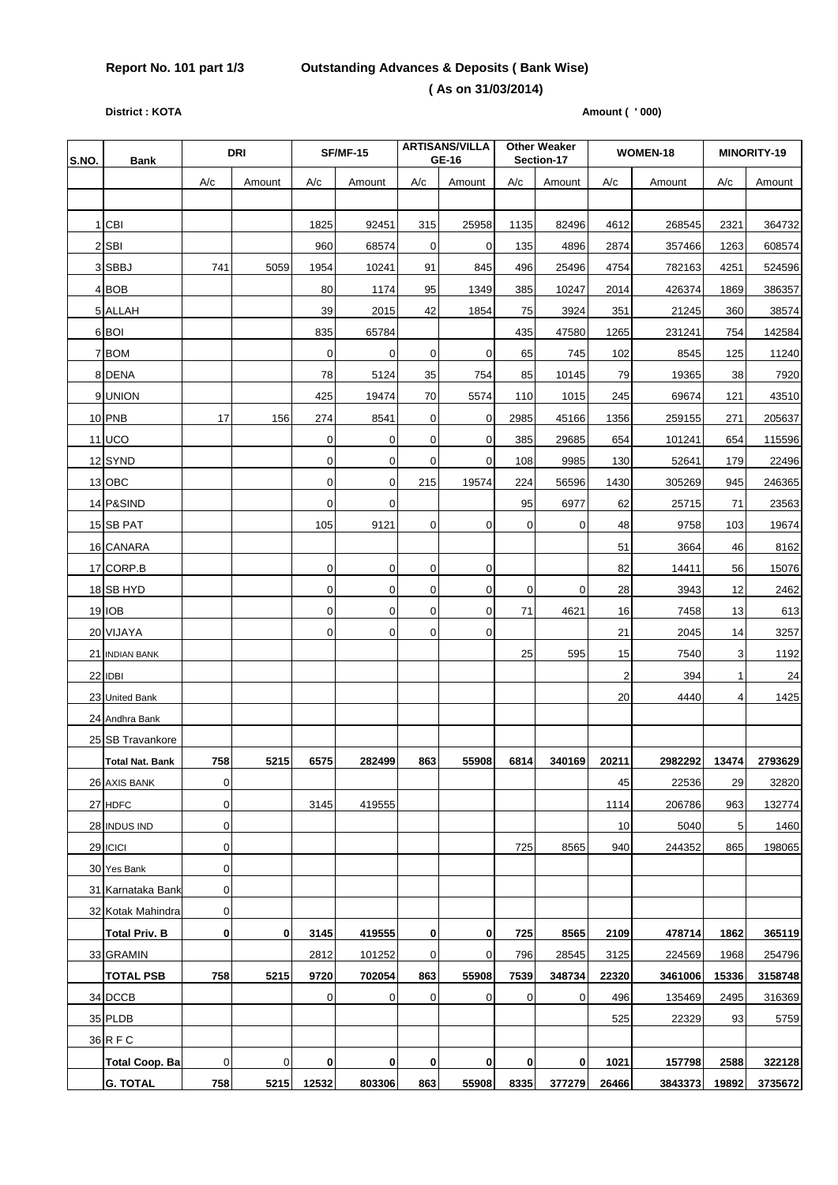**Report No. 101 part 1/3** **Outstanding Advances & Deposits ( Bank Wise)**

**( As on 31/03/2014)**

**District : KOTA** **Amount ( ' 000)**

| S.NO. | Bank | DRI | | SF/MF-15 | | ARTISANS/VILLA GE-16 | | Other Weaker Section-17 | | WOMEN-18 | | MINORITY-19 | |
|---|---|---|---|---|---|---|---|---|---|---|---|---|---|
| | | A/c | Amount | A/c | Amount | A/c | Amount | A/c | Amount | A/c | Amount | A/c | Amount |
| 1 | CBI | | | 1825 | 92451 | 315 | 25958 | 1135 | 82496 | 4612 | 268545 | 2321 | 364732 |
| 2 | SBI | | | 960 | 68574 | 0 | 0 | 135 | 4896 | 2874 | 357466 | 1263 | 608574 |
| 3 | SBBJ | 741 | 5059 | 1954 | 10241 | 91 | 845 | 496 | 25496 | 4754 | 782163 | 4251 | 524596 |
| 4 | BOB | | | 80 | 1174 | 95 | 1349 | 385 | 10247 | 2014 | 426374 | 1869 | 386357 |
| 5 | ALLAH | | | 39 | 2015 | 42 | 1854 | 75 | 3924 | 351 | 21245 | 360 | 38574 |
| 6 | BOI | | | 835 | 65784 | | | 435 | 47580 | 1265 | 231241 | 754 | 142584 |
| 7 | BOM | | | 0 | 0 | 0 | 0 | 65 | 745 | 102 | 8545 | 125 | 11240 |
| 8 | DENA | | | 78 | 5124 | 35 | 754 | 85 | 10145 | 79 | 19365 | 38 | 7920 |
| 9 | UNION | | | 425 | 19474 | 70 | 5574 | 110 | 1015 | 245 | 69674 | 121 | 43510 |
| 10 | PNB | 17 | 156 | 274 | 8541 | 0 | 0 | 2985 | 45166 | 1356 | 259155 | 271 | 205637 |
| 11 | UCO | | | 0 | 0 | 0 | 0 | 385 | 29685 | 654 | 101241 | 654 | 115596 |
| 12 | SYND | | | 0 | 0 | 0 | 0 | 108 | 9985 | 130 | 52641 | 179 | 22496 |
| 13 | OBC | | | 0 | 0 | 215 | 19574 | 224 | 56596 | 1430 | 305269 | 945 | 246365 |
| 14 | P&SIND | | | 0 | 0 | | | 95 | 6977 | 62 | 25715 | 71 | 23563 |
| 15 | SB PAT | | | 105 | 9121 | 0 | 0 | 0 | 0 | 48 | 9758 | 103 | 19674 |
| 16 | CANARA | | | | | | | | | 51 | 3664 | 46 | 8162 |
| 17 | CORP.B | | | 0 | 0 | 0 | 0 | | | 82 | 14411 | 56 | 15076 |
| 18 | SB HYD | | | 0 | 0 | 0 | 0 | 0 | 0 | 28 | 3943 | 12 | 2462 |
| 19 | IOB | | | 0 | 0 | 0 | 0 | 71 | 4621 | 16 | 7458 | 13 | 613 |
| 20 | VIJAYA | | | 0 | 0 | 0 | 0 | | | 21 | 2045 | 14 | 3257 |
| 21 | INDIAN BANK | | | | | | | 25 | 595 | 15 | 7540 | 3 | 1192 |
| 22 | IDBI | | | | | | | | | 2 | 394 | 1 | 24 |
| 23 | United Bank | | | | | | | | | 20 | 4440 | 4 | 1425 |
| 24 | Andhra Bank | | | | | | | | | | | | |
| 25 | SB Travankore | | | | | | | | | | | | |
| | **Total Nat. Bank** | **758** | **5215** | **6575** | **282499** | **863** | **55908** | **6814** | **340169** | **20211** | **2982292** | **13474** | **2793629** |
| 26 | AXIS BANK | 0 | | | | | | | | 45 | 22536 | 29 | 32820 |
| 27 | HDFC | 0 | | 3145 | 419555 | | | | | 1114 | 206786 | 963 | 132774 |
| 28 | INDUS IND | 0 | | | | | | | | 10 | 5040 | 5 | 1460 |
| 29 | ICICI | 0 | | | | | | 725 | 8565 | 940 | 244352 | 865 | 198065 |
| 30 | Yes Bank | 0 | | | | | | | | | | | |
| 31 | Karnataka Bank | 0 | | | | | | | | | | | |
| 32 | Kotak Mahindra | 0 | | | | | | | | | | | |
| | **Total Priv. B** | **0** | **0** | **3145** | **419555** | **0** | **0** | **725** | **8565** | **2109** | **478714** | **1862** | **365119** |
| 33 | GRAMIN | | | 2812 | 101252 | 0 | 0 | 796 | 28545 | 3125 | 224569 | 1968 | 254796 |
| | **TOTAL PSB** | **758** | **5215** | **9720** | **702054** | **863** | **55908** | **7539** | **348734** | **22320** | **3461006** | **15336** | **3158748** |
| 34 | DCCB | | | 0 | 0 | 0 | 0 | 0 | 0 | 496 | 135469 | 2495 | 316369 |
| 35 | PLDB | | | | | | | | | 525 | 22329 | 93 | 5759 |
| 36 | R F C | | | | | | | | | | | | |
| | **Total Coop. Ba** | 0 | 0 | **0** | **0** | **0** | **0** | **0** | **0** | **1021** | **157798** | **2588** | **322128** |
| | **G. TOTAL** | **758** | **5215** | **12532** | **803306** | **863** | **55908** | **8335** | **377279** | **26466** | **3843373** | **19892** | **3735672** |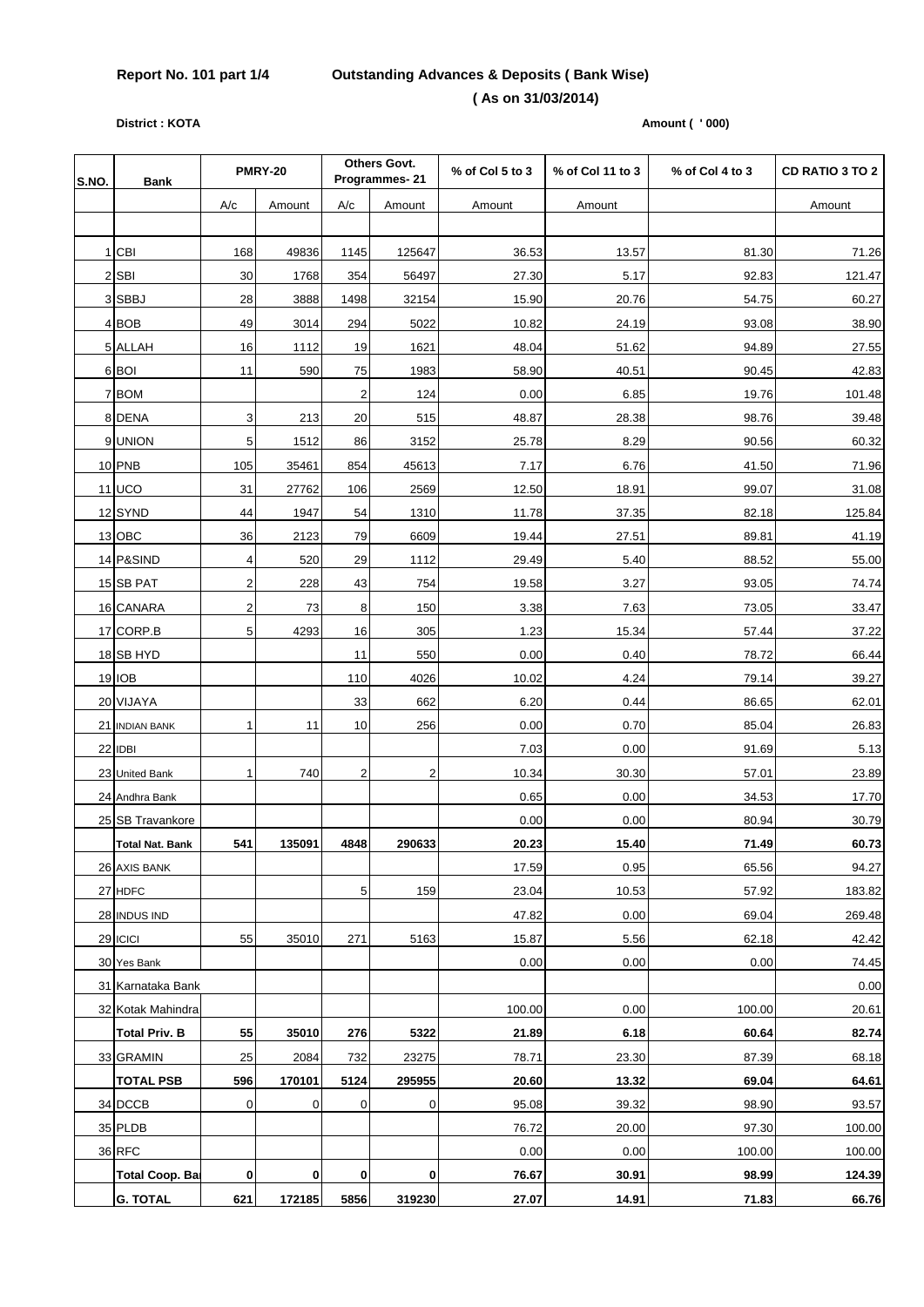**Report No. 101 part 1/4** **Outstanding Advances & Deposits ( Bank Wise)**

**( As on 31/03/2014)**

**District : KOTA** **Amount ( ' 000)**

| S.NO. | Bank | PMRY-20 | | Others Govt. Programmes- 21 | | % of Col 5 to 3 | % of Col 11 to 3 | % of Col 4 to 3 | CD RATIO 3 TO 2 |
|---|---|---|---|---|---|---|---|---|---|
| | | A/c | Amount | A/c | Amount | Amount | Amount | | Amount |
| 1 | CBI | 168 | 49836 | 1145 | 125647 | 36.53 | 13.57 | 81.30 | 71.26 |
| 2 | SBI | 30 | 1768 | 354 | 56497 | 27.30 | 5.17 | 92.83 | 121.47 |
| 3 | SBBJ | 28 | 3888 | 1498 | 32154 | 15.90 | 20.76 | 54.75 | 60.27 |
| 4 | BOB | 49 | 3014 | 294 | 5022 | 10.82 | 24.19 | 93.08 | 38.90 |
| 5 | ALLAH | 16 | 1112 | 19 | 1621 | 48.04 | 51.62 | 94.89 | 27.55 |
| 6 | BOI | 11 | 590 | 75 | 1983 | 58.90 | 40.51 | 90.45 | 42.83 |
| 7 | BOM | | | 2 | 124 | 0.00 | 6.85 | 19.76 | 101.48 |
| 8 | DENA | 3 | 213 | 20 | 515 | 48.87 | 28.38 | 98.76 | 39.48 |
| 9 | UNION | 5 | 1512 | 86 | 3152 | 25.78 | 8.29 | 90.56 | 60.32 |
| 10 | PNB | 105 | 35461 | 854 | 45613 | 7.17 | 6.76 | 41.50 | 71.96 |
| 11 | UCO | 31 | 27762 | 106 | 2569 | 12.50 | 18.91 | 99.07 | 31.08 |
| 12 | SYND | 44 | 1947 | 54 | 1310 | 11.78 | 37.35 | 82.18 | 125.84 |
| 13 | OBC | 36 | 2123 | 79 | 6609 | 19.44 | 27.51 | 89.81 | 41.19 |
| 14 | P&SIND | 4 | 520 | 29 | 1112 | 29.49 | 5.40 | 88.52 | 55.00 |
| 15 | SB PAT | 2 | 228 | 43 | 754 | 19.58 | 3.27 | 93.05 | 74.74 |
| 16 | CANARA | 2 | 73 | 8 | 150 | 3.38 | 7.63 | 73.05 | 33.47 |
| 17 | CORP.B | 5 | 4293 | 16 | 305 | 1.23 | 15.34 | 57.44 | 37.22 |
| 18 | SB HYD | | | 11 | 550 | 0.00 | 0.40 | 78.72 | 66.44 |
| 19 | IOB | | | 110 | 4026 | 10.02 | 4.24 | 79.14 | 39.27 |
| 20 | VIJAYA | | | 33 | 662 | 6.20 | 0.44 | 86.65 | 62.01 |
| 21 | INDIAN BANK | 1 | 11 | 10 | 256 | 0.00 | 0.70 | 85.04 | 26.83 |
| 22 | IDBI | | | | | 7.03 | 0.00 | 91.69 | 5.13 |
| 23 | United Bank | 1 | 740 | 2 | 2 | 10.34 | 30.30 | 57.01 | 23.89 |
| 24 | Andhra Bank | | | | | 0.65 | 0.00 | 34.53 | 17.70 |
| 25 | SB Travankore | | | | | 0.00 | 0.00 | 80.94 | 30.79 |
| | **Total Nat. Bank** | **541** | **135091** | **4848** | **290633** | **20.23** | **15.40** | **71.49** | **60.73** |
| 26 | AXIS BANK | | | | | 17.59 | 0.95 | 65.56 | 94.27 |
| 27 | HDFC | | | 5 | 159 | 23.04 | 10.53 | 57.92 | 183.82 |
| 28 | INDUS IND | | | | | 47.82 | 0.00 | 69.04 | 269.48 |
| 29 | ICICI | 55 | 35010 | 271 | 5163 | 15.87 | 5.56 | 62.18 | 42.42 |
| 30 | Yes Bank | | | | | 0.00 | 0.00 | 0.00 | 74.45 |
| 31 | Karnataka Bank | | | | | | | | 0.00 |
| 32 | Kotak Mahindra | | | | | 100.00 | 0.00 | 100.00 | 20.61 |
| | **Total Priv. B** | **55** | **35010** | **276** | **5322** | **21.89** | **6.18** | **60.64** | **82.74** |
| 33 | GRAMIN | 25 | 2084 | 732 | 23275 | 78.71 | 23.30 | 87.39 | 68.18 |
| | **TOTAL PSB** | **596** | **170101** | **5124** | **295955** | **20.60** | **13.32** | **69.04** | **64.61** |
| 34 | DCCB | 0 | 0 | 0 | 0 | 95.08 | 39.32 | 98.90 | 93.57 |
| 35 | PLDB | | | | | 76.72 | 20.00 | 97.30 | 100.00 |
| 36 | RFC | | | | | 0.00 | 0.00 | 100.00 | 100.00 |
| | **Total Coop. Ba** | **0** | **0** | **0** | **0** | **76.67** | **30.91** | **98.99** | **124.39** |
| | **G. TOTAL** | **621** | **172185** | **5856** | **319230** | **27.07** | **14.91** | **71.83** | **66.76** |